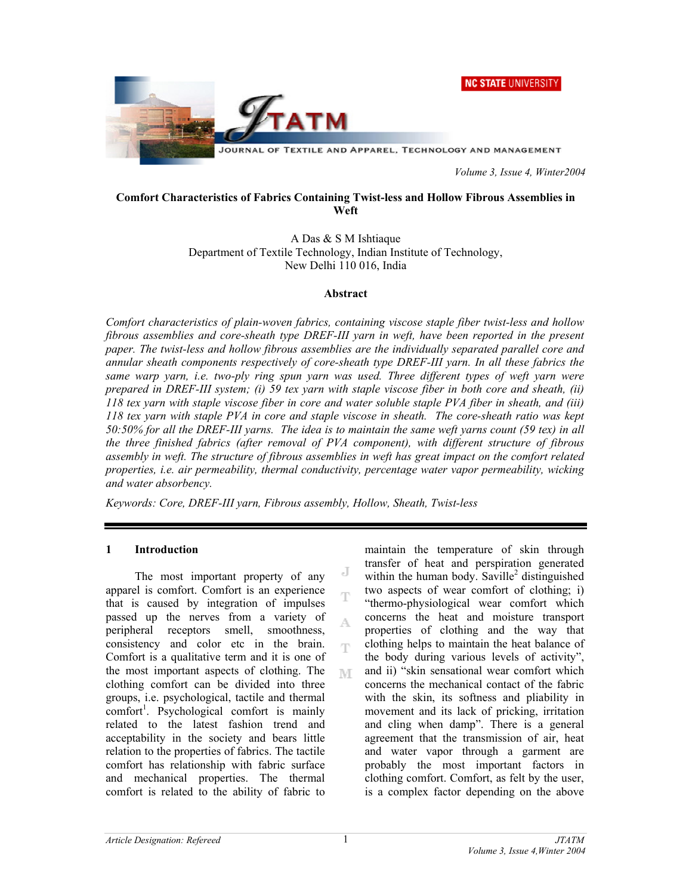# Comfort Characteristics of Fabrics Containing Twist-less and Hollow Fibrous Assemblies in Weft

A Das & S M Ishtiaque
Department of Textile Technology, Indian Institute of Technology,
New Delhi 110 016, India

## Abstract

*Comfort characteristics of plain-woven fabrics, containing viscose staple fiber twist-less and hollow fibrous assemblies and core-sheath type DREF-III yarn in weft, have been reported in the present paper. The twist-less and hollow fibrous assemblies are the individually separated parallel core and annular sheath components respectively of core-sheath type DREF-III yarn. In all these fabrics the same warp yarn, i.e. two-ply ring spun yarn was used. Three different types of weft yarn were prepared in DREF-III system; (i) 59 tex yarn with staple viscose fiber in both core and sheath, (ii) 118 tex yarn with staple viscose fiber in core and water soluble staple PVA fiber in sheath, and (iii) 118 tex yarn with staple PVA in core and staple viscose in sheath. The core-sheath ratio was kept 50:50% for all the DREF-III yarns. The idea is to maintain the same weft yarns count (59 tex) in all the three finished fabrics (after removal of PVA component), with different structure of fibrous assembly in weft. The structure of fibrous assemblies in weft has great impact on the comfort related properties, i.e. air permeability, thermal conductivity, percentage water vapor permeability, wicking and water absorbency.*

*Keywords: Core, DREF-III yarn, Fibrous assembly, Hollow, Sheath, Twist-less*

## 1 Introduction

The most important property of any apparel is comfort. Comfort is an experience that is caused by integration of impulses passed up the nerves from a variety of peripheral receptors smell, smoothness, consistency and color etc in the brain. Comfort is a qualitative term and it is one of the most important aspects of clothing. The clothing comfort can be divided into three groups, i.e. psychological, tactile and thermal comfort[1]. Psychological comfort is mainly related to the latest fashion trend and acceptability in the society and bears little relation to the properties of fabrics. The tactile comfort has relationship with fabric surface and mechanical properties. The thermal comfort is related to the ability of fabric to maintain the temperature of skin through transfer of heat and perspiration generated within the human body. Saville[2] distinguished two aspects of wear comfort of clothing; i) "thermo-physiological wear comfort which concerns the heat and moisture transport properties of clothing and the way that clothing helps to maintain the heat balance of the body during various levels of activity", and ii) "skin sensational wear comfort which concerns the mechanical contact of the fabric with the skin, its softness and pliability in movement and its lack of pricking, irritation and cling when damp". There is a general agreement that the transmission of air, heat and water vapor through a garment are probably the most important factors in clothing comfort. Comfort, as felt by the user, is a complex factor depending on the above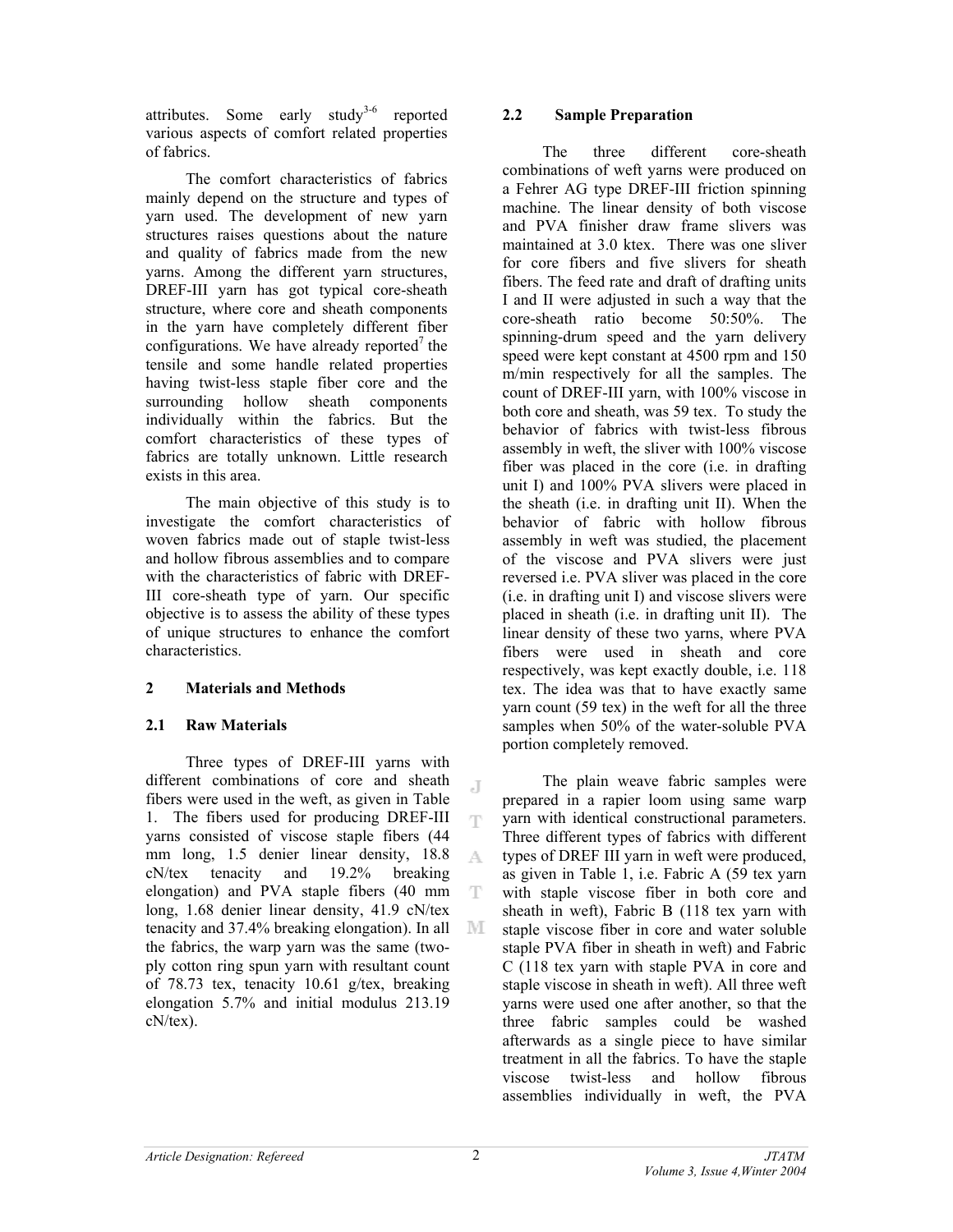attributes. Some early study[3-6] reported various aspects of comfort related properties of fabrics.

The comfort characteristics of fabrics mainly depend on the structure and types of yarn used. The development of new yarn structures raises questions about the nature and quality of fabrics made from the new yarns. Among the different yarn structures, DREF-III yarn has got typical core-sheath structure, where core and sheath components in the yarn have completely different fiber configurations. We have already reported[7] the tensile and some handle related properties having twist-less staple fiber core and the surrounding hollow sheath components individually within the fabrics. But the comfort characteristics of these types of fabrics are totally unknown. Little research exists in this area.

The main objective of this study is to investigate the comfort characteristics of woven fabrics made out of staple twist-less and hollow fibrous assemblies and to compare with the characteristics of fabric with DREF-III core-sheath type of yarn. Our specific objective is to assess the ability of these types of unique structures to enhance the comfort characteristics.

## 2 Materials and Methods

### 2.1 Raw Materials

Three types of DREF-III yarns with different combinations of core and sheath fibers were used in the weft, as given in Table 1. The fibers used for producing DREF-III yarns consisted of viscose staple fibers (44 mm long, 1.5 denier linear density, 18.8 cN/tex tenacity and 19.2% breaking elongation) and PVA staple fibers (40 mm long, 1.68 denier linear density, 41.9 cN/tex tenacity and 37.4% breaking elongation). In all the fabrics, the warp yarn was the same (two-ply cotton ring spun yarn with resultant count of 78.73 tex, tenacity 10.61 g/tex, breaking elongation 5.7% and initial modulus 213.19 cN/tex).

### 2.2 Sample Preparation

The three different core-sheath combinations of weft yarns were produced on a Fehrer AG type DREF-III friction spinning machine. The linear density of both viscose and PVA finisher draw frame slivers was maintained at 3.0 ktex. There was one sliver for core fibers and five slivers for sheath fibers. The feed rate and draft of drafting units I and II were adjusted in such a way that the core-sheath ratio become 50:50%. The spinning-drum speed and the yarn delivery speed were kept constant at 4500 rpm and 150 m/min respectively for all the samples. The count of DREF-III yarn, with 100% viscose in both core and sheath, was 59 tex. To study the behavior of fabrics with twist-less fibrous assembly in weft, the sliver with 100% viscose fiber was placed in the core (i.e. in drafting unit I) and 100% PVA slivers were placed in the sheath (i.e. in drafting unit II). When the behavior of fabric with hollow fibrous assembly in weft was studied, the placement of the viscose and PVA slivers were just reversed i.e. PVA sliver was placed in the core (i.e. in drafting unit I) and viscose slivers were placed in sheath (i.e. in drafting unit II). The linear density of these two yarns, where PVA fibers were used in sheath and core respectively, was kept exactly double, i.e. 118 tex. The idea was that to have exactly same yarn count (59 tex) in the weft for all the three samples when 50% of the water-soluble PVA portion completely removed.

The plain weave fabric samples were prepared in a rapier loom using same warp yarn with identical constructional parameters. Three different types of fabrics with different types of DREF III yarn in weft were produced, as given in Table 1, i.e. Fabric A (59 tex yarn with staple viscose fiber in both core and sheath in weft), Fabric B (118 tex yarn with staple viscose fiber in core and water soluble staple PVA fiber in sheath in weft) and Fabric C (118 tex yarn with staple PVA in core and staple viscose in sheath in weft). All three weft yarns were used one after another, so that the three fabric samples could be washed afterwards as a single piece to have similar treatment in all the fabrics. To have the staple viscose twist-less and hollow fibrous assemblies individually in weft, the PVA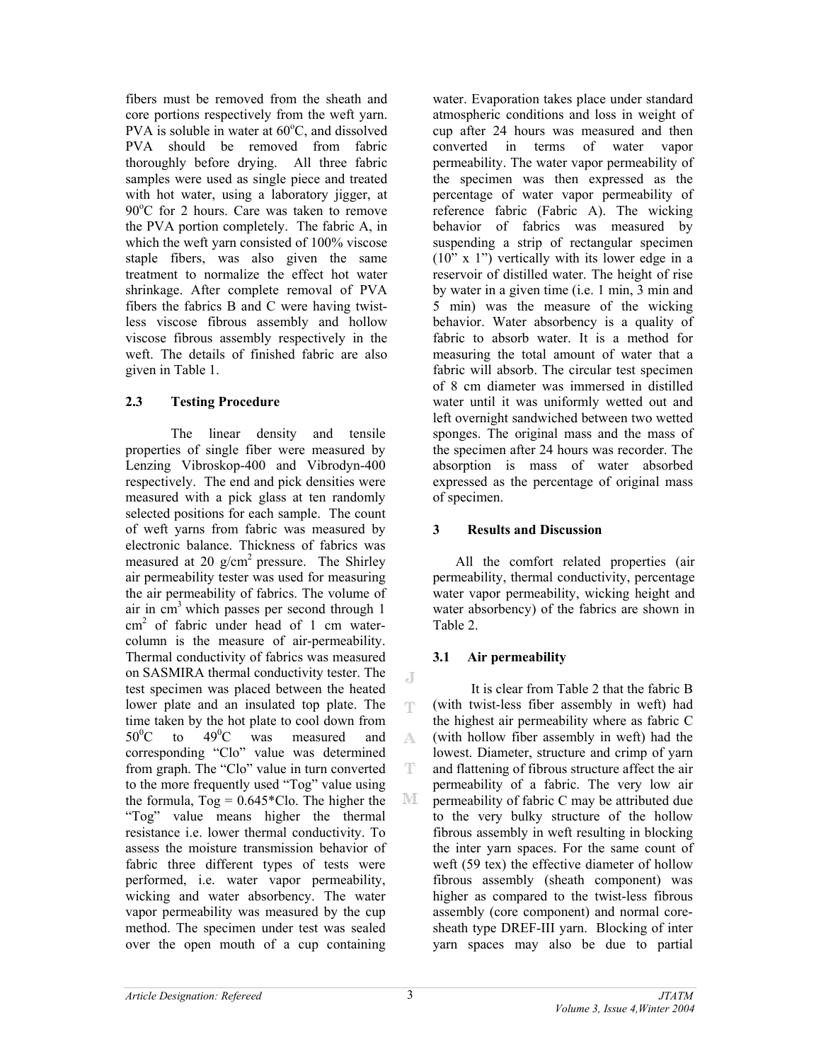fibers must be removed from the sheath and core portions respectively from the weft yarn. PVA is soluble in water at 60°C, and dissolved PVA should be removed from fabric thoroughly before drying. All three fabric samples were used as single piece and treated with hot water, using a laboratory jigger, at 90°C for 2 hours. Care was taken to remove the PVA portion completely. The fabric A, in which the weft yarn consisted of 100% viscose staple fibers, was also given the same treatment to normalize the effect hot water shrinkage. After complete removal of PVA fibers the fabrics B and C were having twist-less viscose fibrous assembly and hollow viscose fibrous assembly respectively in the weft. The details of finished fabric are also given in Table 1.

### 2.3 Testing Procedure

The linear density and tensile properties of single fiber were measured by Lenzing Vibroskop-400 and Vibrodyn-400 respectively. The end and pick densities were measured with a pick glass at ten randomly selected positions for each sample. The count of weft yarns from fabric was measured by electronic balance. Thickness of fabrics was measured at 20 g/cm$^2$ pressure. The Shirley air permeability tester was used for measuring the air permeability of fabrics. The volume of air in cm$^3$ which passes per second through 1 cm$^2$ of fabric under head of 1 cm water-column is the measure of air-permeability. Thermal conductivity of fabrics was measured on SASMIRA thermal conductivity tester. The test specimen was placed between the heated lower plate and an insulated top plate. The time taken by the hot plate to cool down from 50$^0$C to 49$^0$C was measured and corresponding "Clo" value was determined from graph. The "Clo" value in turn converted to the more frequently used "Tog" value using the formula, Tog = 0.645*Clo. The higher the "Tog" value means higher the thermal resistance i.e. lower thermal conductivity. To assess the moisture transmission behavior of fabric three different types of tests were performed, i.e. water vapor permeability, wicking and water absorbency. The water vapor permeability was measured by the cup method. The specimen under test was sealed over the open mouth of a cup containing water. Evaporation takes place under standard atmospheric conditions and loss in weight of cup after 24 hours was measured and then converted in terms of water vapor permeability. The water vapor permeability of the specimen was then expressed as the percentage of water vapor permeability of reference fabric (Fabric A). The wicking behavior of fabrics was measured by suspending a strip of rectangular specimen (10" x 1") vertically with its lower edge in a reservoir of distilled water. The height of rise by water in a given time (i.e. 1 min, 3 min and 5 min) was the measure of the wicking behavior. Water absorbency is a quality of fabric to absorb water. It is a method for measuring the total amount of water that a fabric will absorb. The circular test specimen of 8 cm diameter was immersed in distilled water until it was uniformly wetted out and left overnight sandwiched between two wetted sponges. The original mass and the mass of the specimen after 24 hours was recorder. The absorption is mass of water absorbed expressed as the percentage of original mass of specimen.

## 3 Results and Discussion

All the comfort related properties (air permeability, thermal conductivity, percentage water vapor permeability, wicking height and water absorbency) of the fabrics are shown in Table 2.

### 3.1 Air permeability

It is clear from Table 2 that the fabric B (with twist-less fiber assembly in weft) had the highest air permeability where as fabric C (with hollow fiber assembly in weft) had the lowest. Diameter, structure and crimp of yarn and flattening of fibrous structure affect the air permeability of a fabric. The very low air permeability of fabric C may be attributed due to the very bulky structure of the hollow fibrous assembly in weft resulting in blocking the inter yarn spaces. For the same count of weft (59 tex) the effective diameter of hollow fibrous assembly (sheath component) was higher as compared to the twist-less fibrous assembly (core component) and normal core-sheath type DREF-III yarn. Blocking of inter yarn spaces may also be due to partial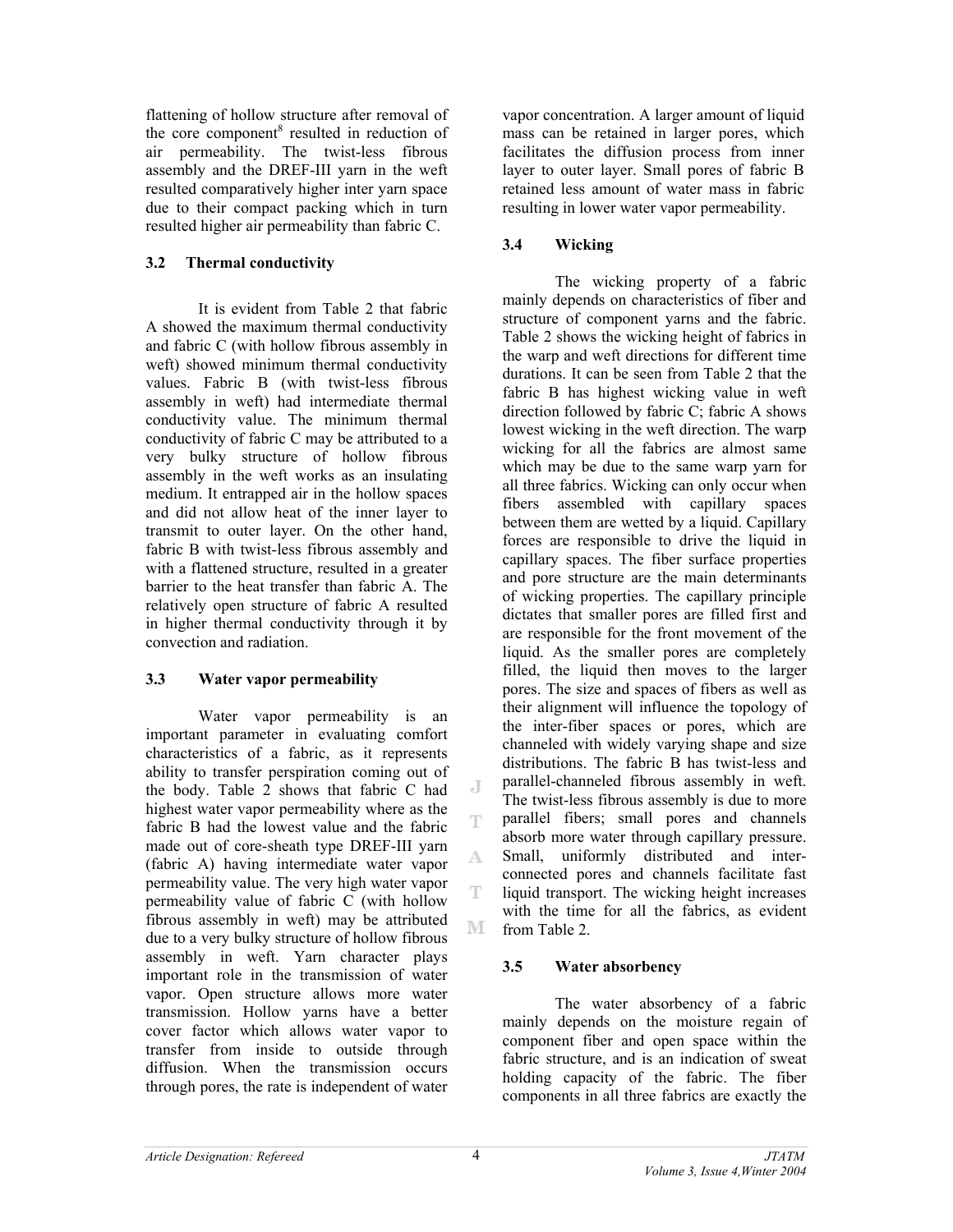flattening of hollow structure after removal of the core component[8] resulted in reduction of air permeability. The twist-less fibrous assembly and the DREF-III yarn in the weft resulted comparatively higher inter yarn space due to their compact packing which in turn resulted higher air permeability than fabric C.

### 3.2 Thermal conductivity

It is evident from Table 2 that fabric A showed the maximum thermal conductivity and fabric C (with hollow fibrous assembly in weft) showed minimum thermal conductivity values. Fabric B (with twist-less fibrous assembly in weft) had intermediate thermal conductivity value. The minimum thermal conductivity of fabric C may be attributed to a very bulky structure of hollow fibrous assembly in the weft works as an insulating medium. It entrapped air in the hollow spaces and did not allow heat of the inner layer to transmit to outer layer. On the other hand, fabric B with twist-less fibrous assembly and with a flattened structure, resulted in a greater barrier to the heat transfer than fabric A. The relatively open structure of fabric A resulted in higher thermal conductivity through it by convection and radiation.

### 3.3 Water vapor permeability

Water vapor permeability is an important parameter in evaluating comfort characteristics of a fabric, as it represents ability to transfer perspiration coming out of the body. Table 2 shows that fabric C had highest water vapor permeability where as the fabric B had the lowest value and the fabric made out of core-sheath type DREF-III yarn (fabric A) having intermediate water vapor permeability value. The very high water vapor permeability value of fabric C (with hollow fibrous assembly in weft) may be attributed due to a very bulky structure of hollow fibrous assembly in weft. Yarn character plays important role in the transmission of water vapor. Open structure allows more water transmission. Hollow yarns have a better cover factor which allows water vapor to transfer from inside to outside through diffusion. When the transmission occurs through pores, the rate is independent of water vapor concentration. A larger amount of liquid mass can be retained in larger pores, which facilitates the diffusion process from inner layer to outer layer. Small pores of fabric B retained less amount of water mass in fabric resulting in lower water vapor permeability.

### 3.4 Wicking

The wicking property of a fabric mainly depends on characteristics of fiber and structure of component yarns and the fabric. Table 2 shows the wicking height of fabrics in the warp and weft directions for different time durations. It can be seen from Table 2 that the fabric B has highest wicking value in weft direction followed by fabric C; fabric A shows lowest wicking in the weft direction. The warp wicking for all the fabrics are almost same which may be due to the same warp yarn for all three fabrics. Wicking can only occur when fibers assembled with capillary spaces between them are wetted by a liquid. Capillary forces are responsible to drive the liquid in capillary spaces. The fiber surface properties and pore structure are the main determinants of wicking properties. The capillary principle dictates that smaller pores are filled first and are responsible for the front movement of the liquid. As the smaller pores are completely filled, the liquid then moves to the larger pores. The size and spaces of fibers as well as their alignment will influence the topology of the inter-fiber spaces or pores, which are channeled with widely varying shape and size distributions. The fabric B has twist-less and parallel-channeled fibrous assembly in weft. The twist-less fibrous assembly is due to more parallel fibers; small pores and channels absorb more water through capillary pressure. Small, uniformly distributed and inter-connected pores and channels facilitate fast liquid transport. The wicking height increases with the time for all the fabrics, as evident from Table 2.

### 3.5 Water absorbency

The water absorbency of a fabric mainly depends on the moisture regain of component fiber and open space within the fabric structure, and is an indication of sweat holding capacity of the fabric. The fiber components in all three fabrics are exactly the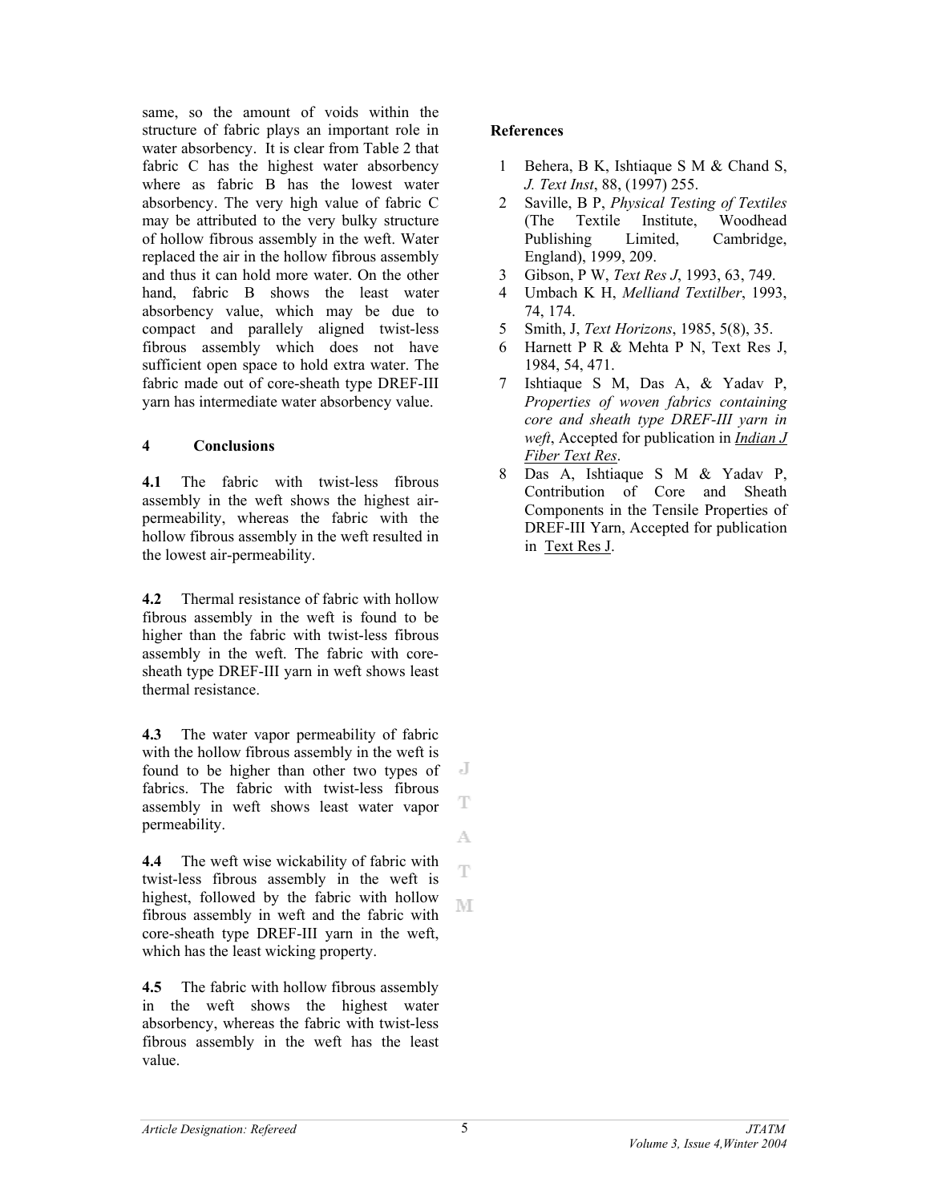same, so the amount of voids within the structure of fabric plays an important role in water absorbency. It is clear from Table 2 that fabric C has the highest water absorbency where as fabric B has the lowest water absorbency. The very high value of fabric C may be attributed to the very bulky structure of hollow fibrous assembly in the weft. Water replaced the air in the hollow fibrous assembly and thus it can hold more water. On the other hand, fabric B shows the least water absorbency value, which may be due to compact and parallely aligned twist-less fibrous assembly which does not have sufficient open space to hold extra water. The fabric made out of core-sheath type DREF-III yarn has intermediate water absorbency value.

## 4 Conclusions

**4.1** The fabric with twist-less fibrous assembly in the weft shows the highest air-permeability, whereas the fabric with the hollow fibrous assembly in the weft resulted in the lowest air-permeability.

**4.2** Thermal resistance of fabric with hollow fibrous assembly in the weft is found to be higher than the fabric with twist-less fibrous assembly in the weft. The fabric with core-sheath type DREF-III yarn in weft shows least thermal resistance.

**4.3** The water vapor permeability of fabric with the hollow fibrous assembly in the weft is found to be higher than other two types of fabrics. The fabric with twist-less fibrous assembly in weft shows least water vapor permeability.

**4.4** The weft wise wickability of fabric with twist-less fibrous assembly in the weft is highest, followed by the fabric with hollow fibrous assembly in weft and the fabric with core-sheath type DREF-III yarn in the weft, which has the least wicking property.

**4.5** The fabric with hollow fibrous assembly in the weft shows the highest water absorbency, whereas the fabric with twist-less fibrous assembly in the weft has the least value.

## References

1. Behera, B K, Ishtiaque S M & Chand S, *J. Text Inst*, 88, (1997) 255.
2. Saville, B P, *Physical Testing of Textiles* (The Textile Institute, Woodhead Publishing Limited, Cambridge, England), 1999, 209.
3. Gibson, P W, *Text Res J*, 1993, 63, 749.
4. Umbach K H, *Melliand Textilber*, 1993, 74, 174.
5. Smith, J, *Text Horizons*, 1985, 5(8), 35.
6. Harnett P R & Mehta P N, Text Res J, 1984, 54, 471.
7. Ishtiaque S M, Das A, & Yadav P, *Properties of woven fabrics containing core and sheath type DREF-III yarn in weft*, Accepted for publication in *Indian J Fiber Text Res*.
8. Das A, Ishtiaque S M & Yadav P, Contribution of Core and Sheath Components in the Tensile Properties of DREF-III Yarn, Accepted for publication in Text Res J.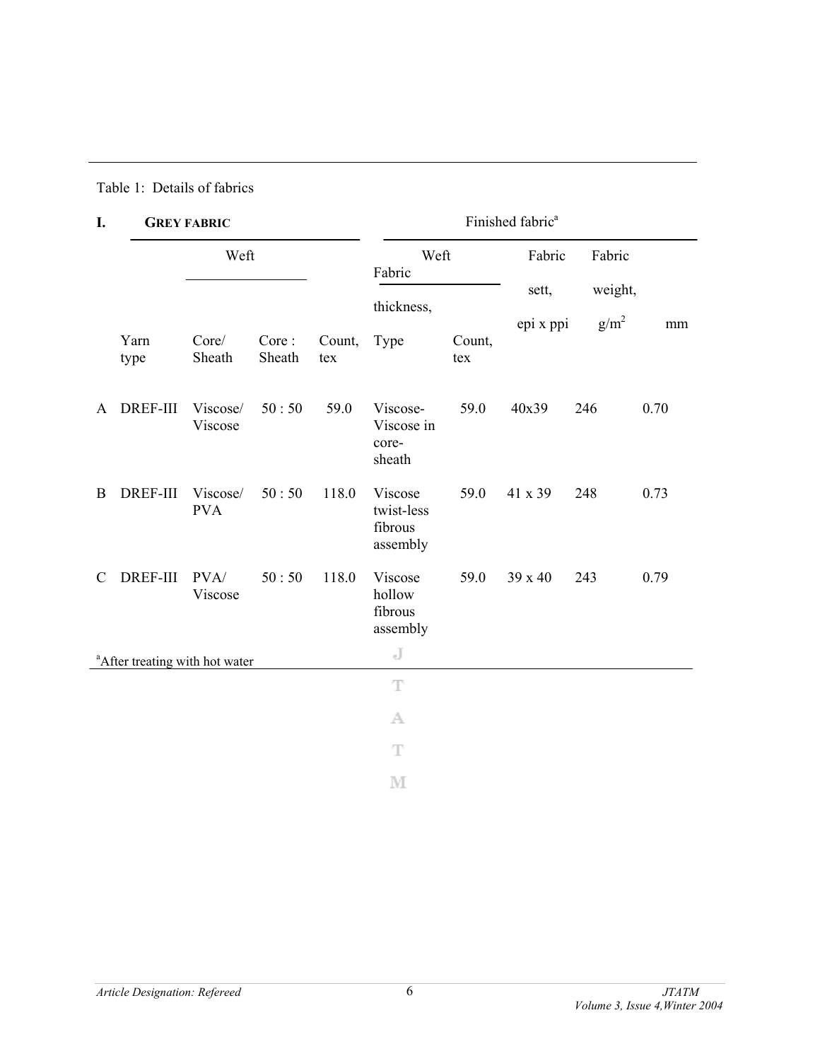Table 1: Details of fabrics

| I. | **GREY FABRIC** | | | | Finished fabric[a] | | | | |
|---|---|---|---|---|---|---|---|---|---|
| | | Weft | | | Weft | | Fabric sett, | Fabric weight, | Fabric thickness, |
| | Yarn type | Core/ Sheath | Core : Sheath | Count, tex | Type | Count, tex | epi x ppi | $g/m^2$ | mm |
| A | DREF-III | Viscose/ Viscose | 50 : 50 | 59.0 | Viscose-Viscose in core-sheath | 59.0 | 40x39 | 246 | 0.70 |
| B | DREF-III | Viscose/ PVA | 50 : 50 | 118.0 | Viscose twist-less fibrous assembly | 59.0 | 41 x 39 | 248 | 0.73 |
| C | DREF-III | PVA/ Viscose | 50 : 50 | 118.0 | Viscose hollow fibrous assembly | 59.0 | 39 x 40 | 243 | 0.79 |

[a]After treating with hot water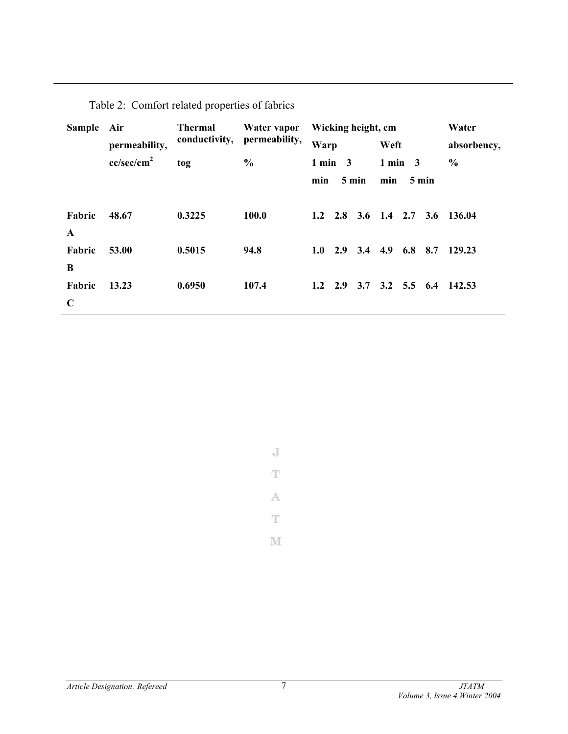Table 2: Comfort related properties of fabrics

| Sample | Air permeability, $cc/sec/cm^2$ | Thermal conductivity, tog | Water vapor permeability, % | Wicking height, cm | | | | | | Water absorbency, % |
|---|---|---|---|---|---|---|---|---|---|---|
| | | | | Warp | | | Weft | | | |
| | | | | 1 min | 3 min | 5 min | 1 min | 3 min | 5 min | |
| **Fabric A** | **48.67** | **0.3225** | **100.0** | **1.2** | **2.8** | **3.6** | **1.4** | **2.7** | **3.6** | **136.04** |
| **Fabric B** | **53.00** | **0.5015** | **94.8** | **1.0** | **2.9** | **3.4** | **4.9** | **6.8** | **8.7** | **129.23** |
| **Fabric C** | **13.23** | **0.6950** | **107.4** | **1.2** | **2.9** | **3.7** | **3.2** | **5.5** | **6.4** | **142.53** |